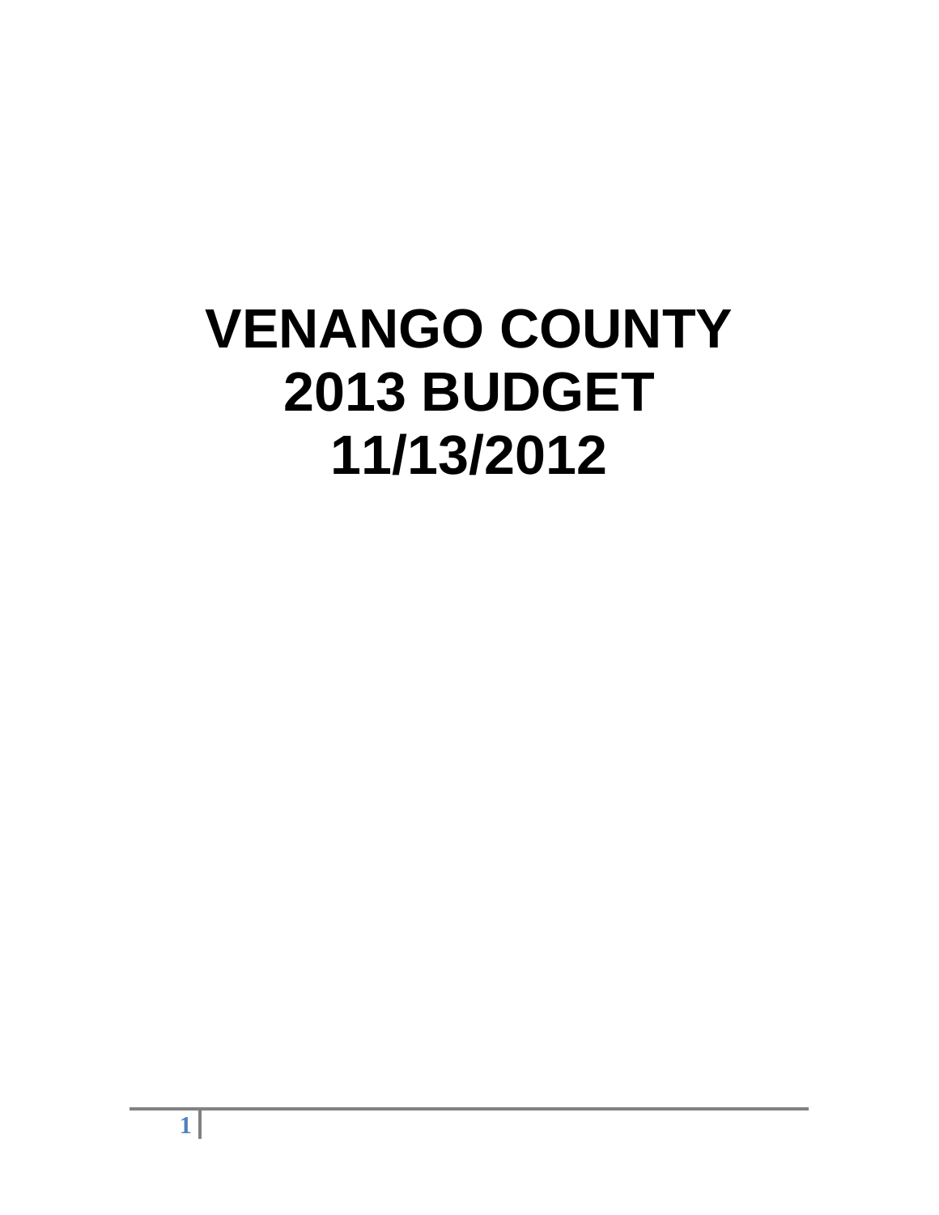# VENANGO COUNTY
# 2013 BUDGET
# 11/13/2012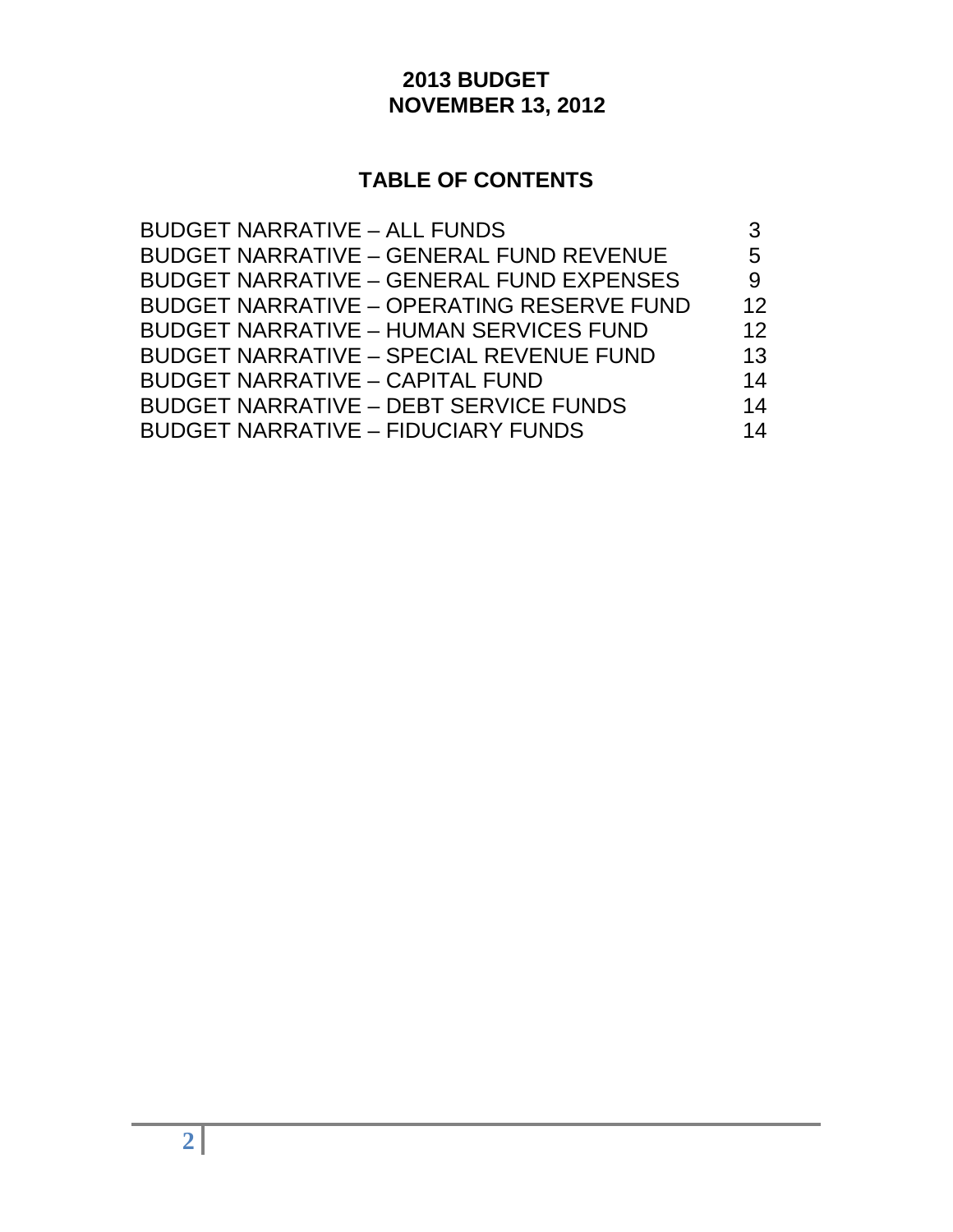# 2013 BUDGET
# NOVEMBER 13, 2012

## TABLE OF CONTENTS

| | |
|---|---|
| BUDGET NARRATIVE – ALL FUNDS | 3 |
| BUDGET NARRATIVE – GENERAL FUND REVENUE | 5 |
| BUDGET NARRATIVE – GENERAL FUND EXPENSES | 9 |
| BUDGET NARRATIVE – OPERATING RESERVE FUND | 12 |
| BUDGET NARRATIVE – HUMAN SERVICES FUND | 12 |
| BUDGET NARRATIVE – SPECIAL REVENUE FUND | 13 |
| BUDGET NARRATIVE – CAPITAL FUND | 14 |
| BUDGET NARRATIVE – DEBT SERVICE FUNDS | 14 |
| BUDGET NARRATIVE – FIDUCIARY FUNDS | 14 |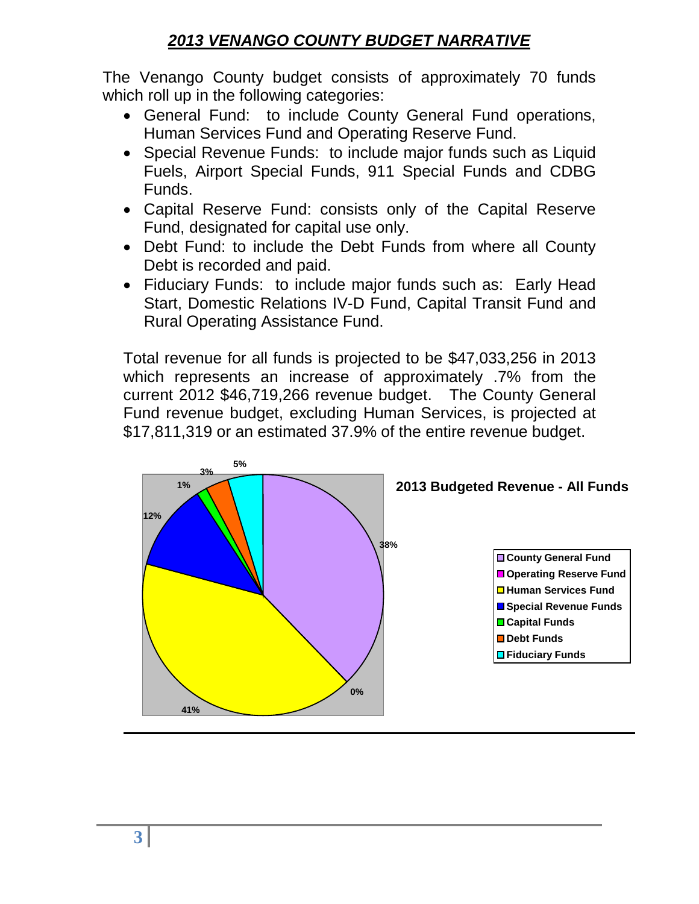# *2013 VENANGO COUNTY BUDGET NARRATIVE*

The Venango County budget consists of approximately 70 funds which roll up in the following categories:

- General Fund: to include County General Fund operations, Human Services Fund and Operating Reserve Fund.
- Special Revenue Funds: to include major funds such as Liquid Fuels, Airport Special Funds, 911 Special Funds and CDBG Funds.
- Capital Reserve Fund: consists only of the Capital Reserve Fund, designated for capital use only.
- Debt Fund: to include the Debt Funds from where all County Debt is recorded and paid.
- Fiduciary Funds: to include major funds such as: Early Head Start, Domestic Relations IV-D Fund, Capital Transit Fund and Rural Operating Assistance Fund.

Total revenue for all funds is projected to be $47,033,256 in 2013 which represents an increase of approximately .7% from the current 2012 $46,719,266 revenue budget. The County General Fund revenue budget, excluding Human Services, is projected at $17,811,319 or an estimated 37.9% of the entire revenue budget.

**2013 Budgeted Revenue - All Funds**

| Fund | Percentage |
|---|---|
| County General Fund | 38% |
| Operating Reserve Fund | 0% |
| Human Services Fund | 41% |
| Special Revenue Funds | 12% |
| Capital Funds | 1% |
| Debt Funds | 3% |
| Fiduciary Funds | 5% |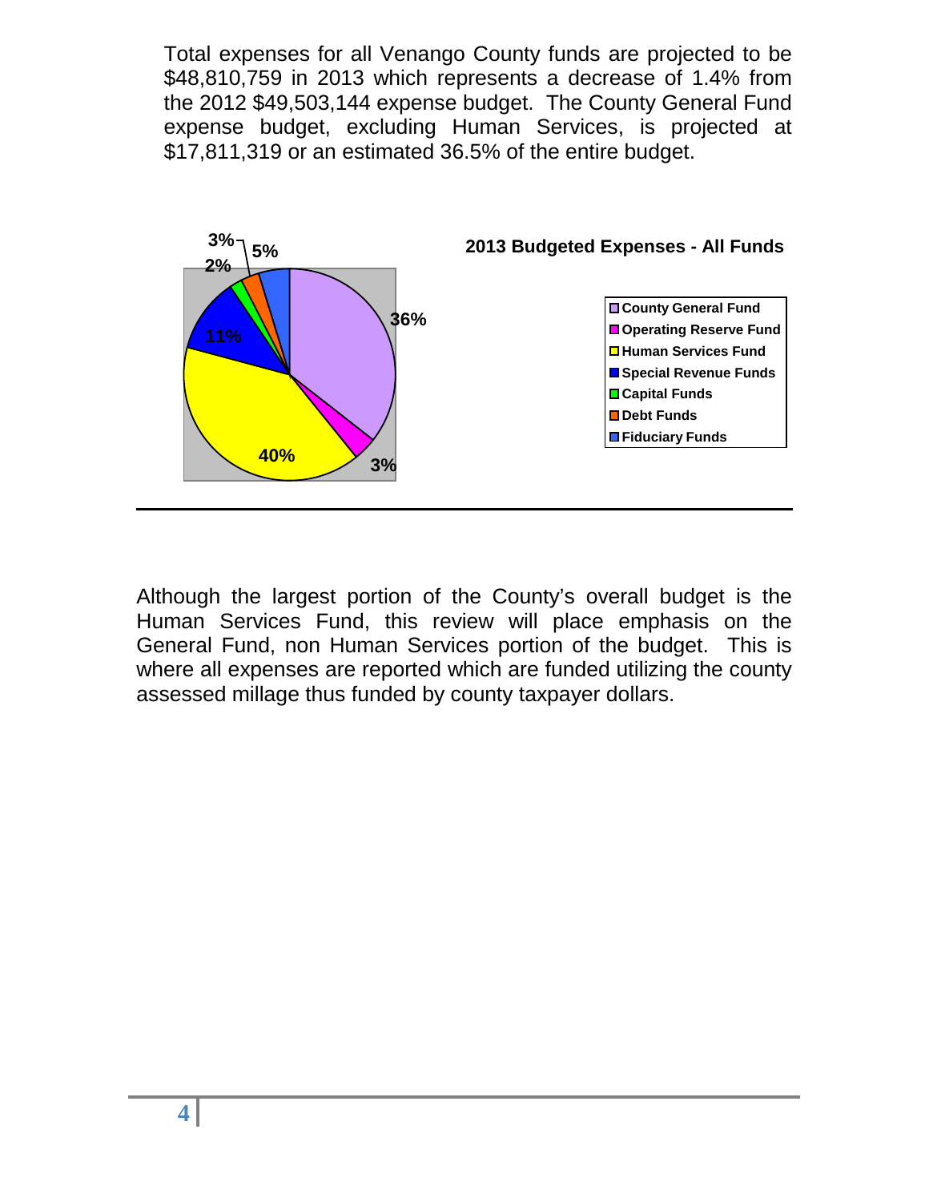Total expenses for all Venango County funds are projected to be $48,810,759 in 2013 which represents a decrease of 1.4% from the 2012 $49,503,144 expense budget. The County General Fund expense budget, excluding Human Services, is projected at $17,811,319 or an estimated 36.5% of the entire budget.

**2013 Budgeted Expenses - All Funds**

| Fund | Percentage |
|---|---|
| County General Fund | 36% |
| Operating Reserve Fund | 3% |
| Human Services Fund | 40% |
| Special Revenue Funds | 11% |
| Capital Funds | 2% |
| Debt Funds | 3% |
| Fiduciary Funds | 5% |

Although the largest portion of the County's overall budget is the Human Services Fund, this review will place emphasis on the General Fund, non Human Services portion of the budget. This is where all expenses are reported which are funded utilizing the county assessed millage thus funded by county taxpayer dollars.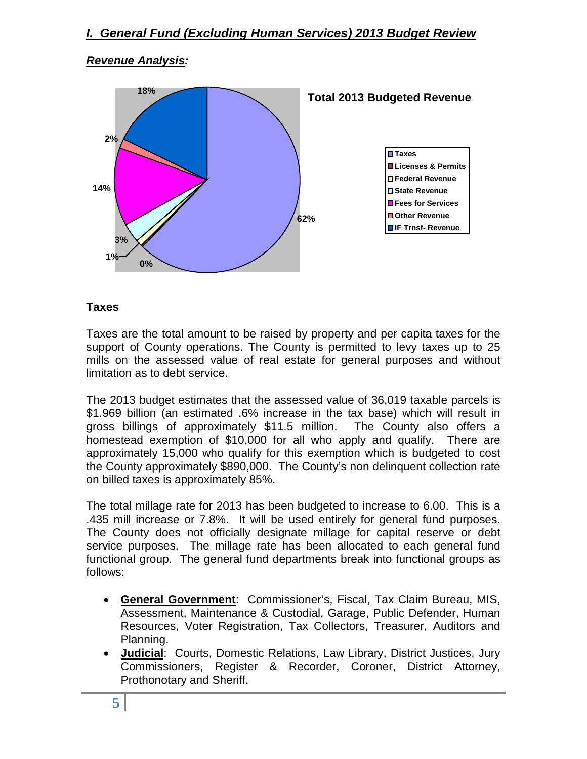## *I. General Fund (Excluding Human Services) 2013 Budget Review*

### *Revenue Analysis:*

**Total 2013 Budgeted Revenue**

| Category | Percent |
|---|---|
| Taxes | 62% |
| Licenses & Permits | 0% |
| Federal Revenue | 1% |
| State Revenue | 3% |
| Fees for Services | 14% |
| Other Revenue | 2% |
| IF Trnsf- Revenue | 18% |

### Taxes

Taxes are the total amount to be raised by property and per capita taxes for the support of County operations. The County is permitted to levy taxes up to 25 mills on the assessed value of real estate for general purposes and without limitation as to debt service.

The 2013 budget estimates that the assessed value of 36,019 taxable parcels is $1.969 billion (an estimated .6% increase in the tax base) which will result in gross billings of approximately $11.5 million. The County also offers a homestead exemption of $10,000 for all who apply and qualify. There are approximately 15,000 who qualify for this exemption which is budgeted to cost the County approximately $890,000. The County's non delinquent collection rate on billed taxes is approximately 85%.

The total millage rate for 2013 has been budgeted to increase to 6.00. This is a .435 mill increase or 7.8%. It will be used entirely for general fund purposes. The County does not officially designate millage for capital reserve or debt service purposes. The millage rate has been allocated to each general fund functional group. The general fund departments break into functional groups as follows:

- **General Government**: Commissioner's, Fiscal, Tax Claim Bureau, MIS, Assessment, Maintenance & Custodial, Garage, Public Defender, Human Resources, Voter Registration, Tax Collectors, Treasurer, Auditors and Planning.
- **Judicial**: Courts, Domestic Relations, Law Library, District Justices, Jury Commissioners, Register & Recorder, Coroner, District Attorney, Prothonotary and Sheriff.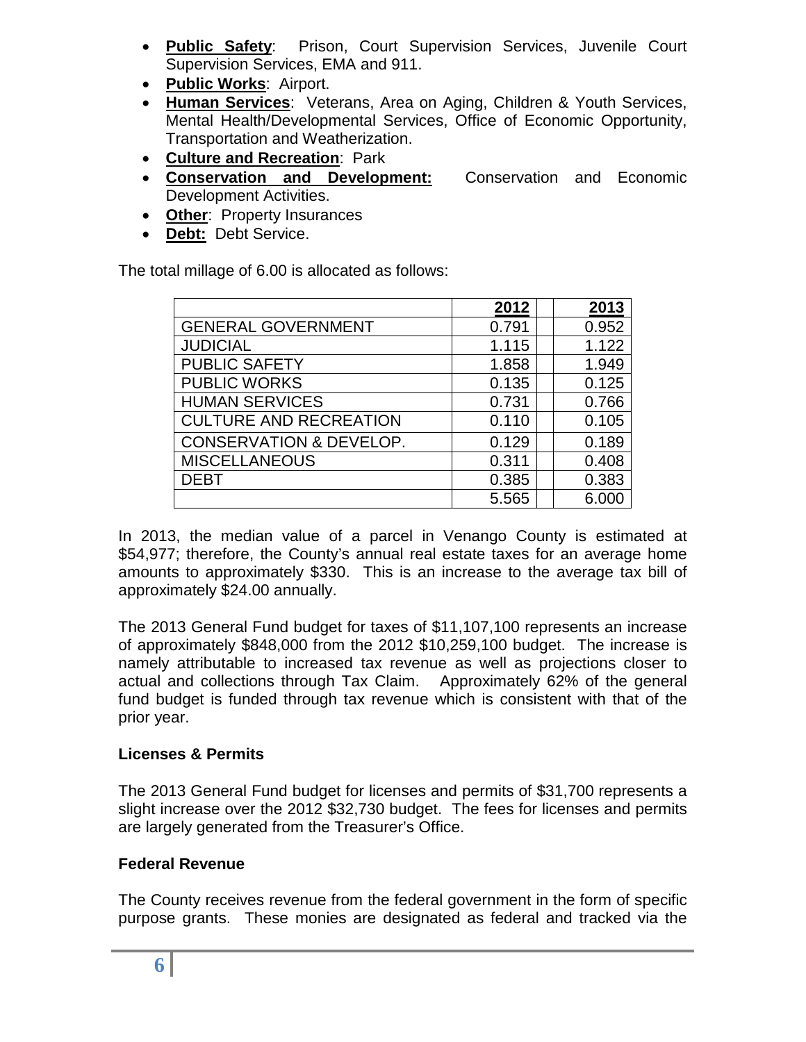- **Public Safety**: Prison, Court Supervision Services, Juvenile Court Supervision Services, EMA and 911.
- **Public Works**: Airport.
- **Human Services**: Veterans, Area on Aging, Children & Youth Services, Mental Health/Developmental Services, Office of Economic Opportunity, Transportation and Weatherization.
- **Culture and Recreation**: Park
- **Conservation and Development:** Conservation and Economic Development Activities.
- **Other**: Property Insurances
- **Debt:** Debt Service.

The total millage of 6.00 is allocated as follows:

| | 2012 | | 2013 |
|---|---|---|---|
| GENERAL GOVERNMENT | 0.791 | | 0.952 |
| JUDICIAL | 1.115 | | 1.122 |
| PUBLIC SAFETY | 1.858 | | 1.949 |
| PUBLIC WORKS | 0.135 | | 0.125 |
| HUMAN SERVICES | 0.731 | | 0.766 |
| CULTURE AND RECREATION | 0.110 | | 0.105 |
| CONSERVATION & DEVELOP. | 0.129 | | 0.189 |
| MISCELLANEOUS | 0.311 | | 0.408 |
| DEBT | 0.385 | | 0.383 |
| | 5.565 | | 6.000 |

In 2013, the median value of a parcel in Venango County is estimated at $54,977; therefore, the County's annual real estate taxes for an average home amounts to approximately $330. This is an increase to the average tax bill of approximately $24.00 annually.

The 2013 General Fund budget for taxes of $11,107,100 represents an increase of approximately $848,000 from the 2012 $10,259,100 budget. The increase is namely attributable to increased tax revenue as well as projections closer to actual and collections through Tax Claim. Approximately 62% of the general fund budget is funded through tax revenue which is consistent with that of the prior year.

### Licenses & Permits

The 2013 General Fund budget for licenses and permits of $31,700 represents a slight increase over the 2012 $32,730 budget. The fees for licenses and permits are largely generated from the Treasurer's Office.

### Federal Revenue

The County receives revenue from the federal government in the form of specific purpose grants. These monies are designated as federal and tracked via the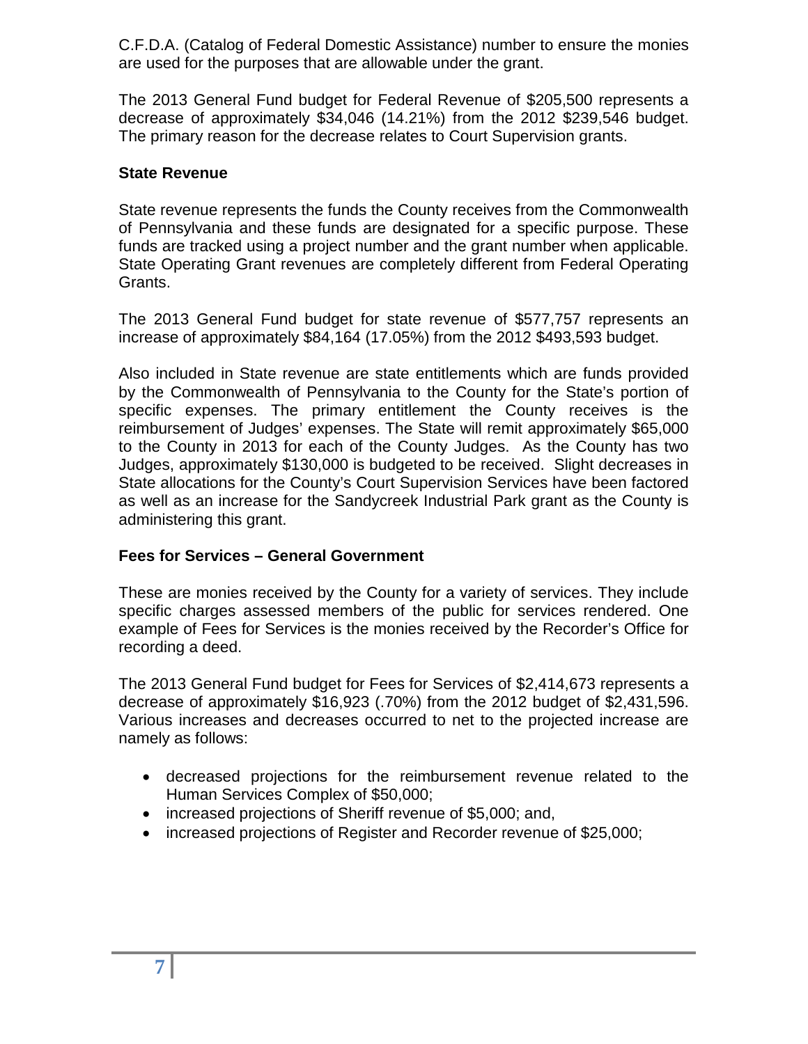C.F.D.A. (Catalog of Federal Domestic Assistance) number to ensure the monies are used for the purposes that are allowable under the grant.

The 2013 General Fund budget for Federal Revenue of $205,500 represents a decrease of approximately $34,046 (14.21%) from the 2012 $239,546 budget. The primary reason for the decrease relates to Court Supervision grants.

### State Revenue

State revenue represents the funds the County receives from the Commonwealth of Pennsylvania and these funds are designated for a specific purpose. These funds are tracked using a project number and the grant number when applicable. State Operating Grant revenues are completely different from Federal Operating Grants.

The 2013 General Fund budget for state revenue of $577,757 represents an increase of approximately $84,164 (17.05%) from the 2012 $493,593 budget.

Also included in State revenue are state entitlements which are funds provided by the Commonwealth of Pennsylvania to the County for the State's portion of specific expenses. The primary entitlement the County receives is the reimbursement of Judges' expenses. The State will remit approximately $65,000 to the County in 2013 for each of the County Judges. As the County has two Judges, approximately $130,000 is budgeted to be received. Slight decreases in State allocations for the County's Court Supervision Services have been factored as well as an increase for the Sandycreek Industrial Park grant as the County is administering this grant.

### Fees for Services – General Government

These are monies received by the County for a variety of services. They include specific charges assessed members of the public for services rendered. One example of Fees for Services is the monies received by the Recorder's Office for recording a deed.

The 2013 General Fund budget for Fees for Services of $2,414,673 represents a decrease of approximately $16,923 (.70%) from the 2012 budget of $2,431,596. Various increases and decreases occurred to net to the projected increase are namely as follows:

- decreased projections for the reimbursement revenue related to the Human Services Complex of $50,000;
- increased projections of Sheriff revenue of $5,000; and,
- increased projections of Register and Recorder revenue of $25,000;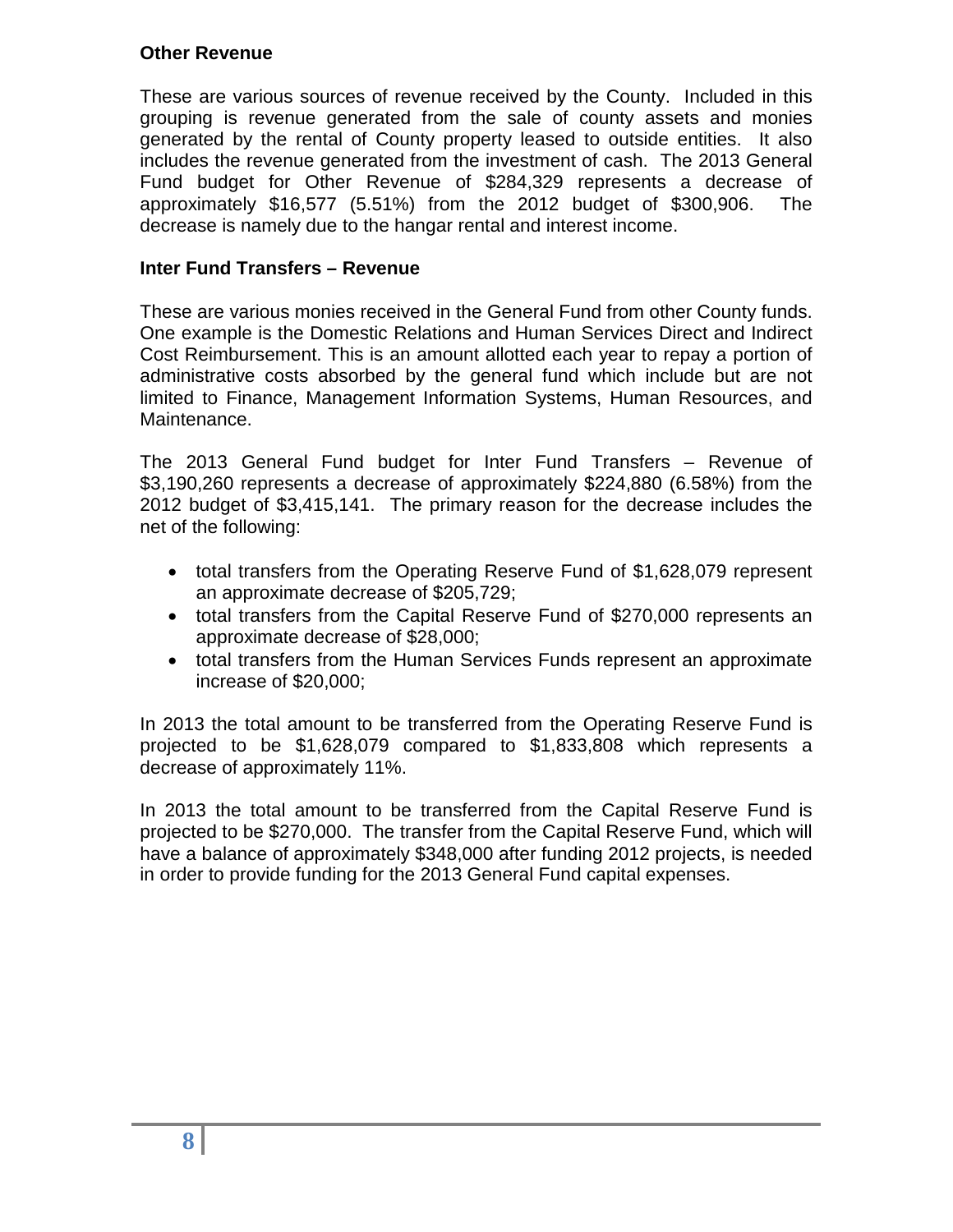**Other Revenue**

These are various sources of revenue received by the County. Included in this grouping is revenue generated from the sale of county assets and monies generated by the rental of County property leased to outside entities. It also includes the revenue generated from the investment of cash. The 2013 General Fund budget for Other Revenue of $284,329 represents a decrease of approximately $16,577 (5.51%) from the 2012 budget of $300,906. The decrease is namely due to the hangar rental and interest income.

**Inter Fund Transfers – Revenue**

These are various monies received in the General Fund from other County funds. One example is the Domestic Relations and Human Services Direct and Indirect Cost Reimbursement. This is an amount allotted each year to repay a portion of administrative costs absorbed by the general fund which include but are not limited to Finance, Management Information Systems, Human Resources, and Maintenance.

The 2013 General Fund budget for Inter Fund Transfers – Revenue of $3,190,260 represents a decrease of approximately $224,880 (6.58%) from the 2012 budget of $3,415,141. The primary reason for the decrease includes the net of the following:

- total transfers from the Operating Reserve Fund of $1,628,079 represent an approximate decrease of $205,729;
- total transfers from the Capital Reserve Fund of $270,000 represents an approximate decrease of $28,000;
- total transfers from the Human Services Funds represent an approximate increase of $20,000;

In 2013 the total amount to be transferred from the Operating Reserve Fund is projected to be $1,628,079 compared to $1,833,808 which represents a decrease of approximately 11%.

In 2013 the total amount to be transferred from the Capital Reserve Fund is projected to be $270,000. The transfer from the Capital Reserve Fund, which will have a balance of approximately $348,000 after funding 2012 projects, is needed in order to provide funding for the 2013 General Fund capital expenses.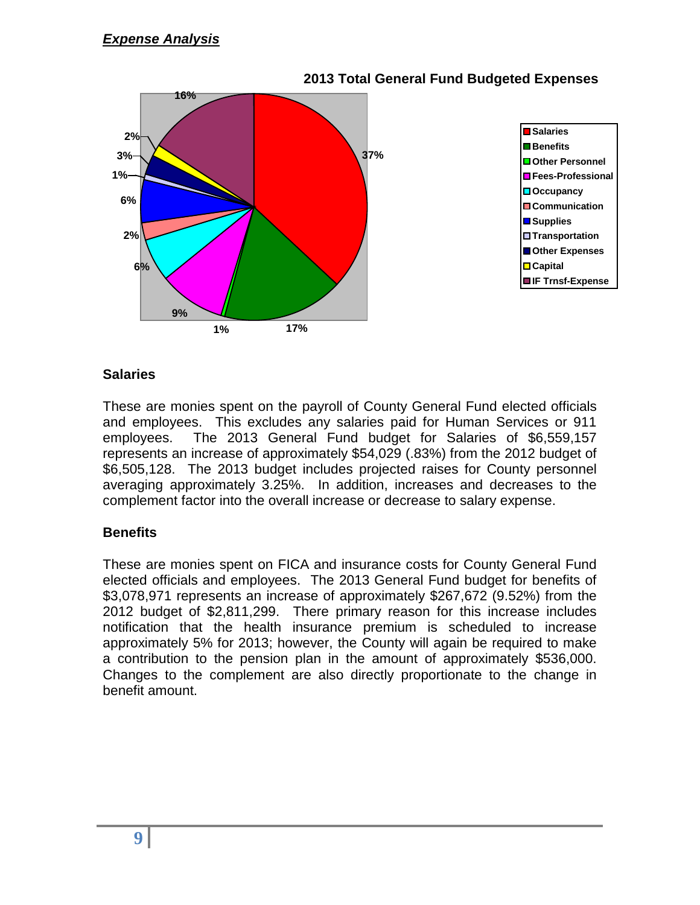## *Expense Analysis*

**2013 Total General Fund Budgeted Expenses**

| Category | Percentage |
|---|---|
| Salaries | 37% |
| Benefits | 17% |
| Other Personnel | 1% |
| Fees-Professional | 9% |
| Occupancy | 6% |
| Communication | 2% |
| Supplies | 6% |
| Transportation | 1% |
| Other Expenses | 3% |
| Capital | 2% |
| IF Trnsf-Expense | 16% |

### Salaries

These are monies spent on the payroll of County General Fund elected officials and employees. This excludes any salaries paid for Human Services or 911 employees. The 2013 General Fund budget for Salaries of $6,559,157 represents an increase of approximately $54,029 (.83%) from the 2012 budget of $6,505,128. The 2013 budget includes projected raises for County personnel averaging approximately 3.25%. In addition, increases and decreases to the complement factor into the overall increase or decrease to salary expense.

### Benefits

These are monies spent on FICA and insurance costs for County General Fund elected officials and employees. The 2013 General Fund budget for benefits of $3,078,971 represents an increase of approximately $267,672 (9.52%) from the 2012 budget of $2,811,299. There primary reason for this increase includes notification that the health insurance premium is scheduled to increase approximately 5% for 2013; however, the County will again be required to make a contribution to the pension plan in the amount of approximately $536,000. Changes to the complement are also directly proportionate to the change in benefit amount.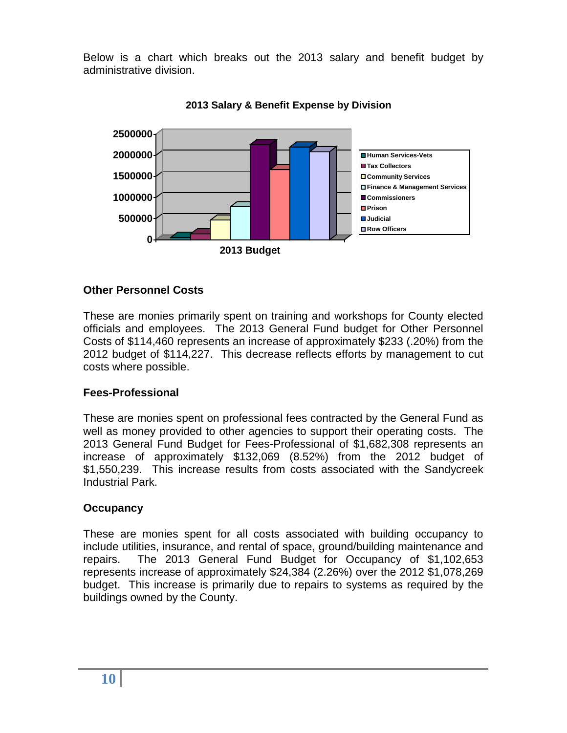Below is a chart which breaks out the 2013 salary and benefit budget by administrative division.

**2013 Salary & Benefit Expense by Division**

## Other Personnel Costs

These are monies primarily spent on training and workshops for County elected officials and employees. The 2013 General Fund budget for Other Personnel Costs of $114,460 represents an increase of approximately $233 (.20%) from the 2012 budget of $114,227. This decrease reflects efforts by management to cut costs where possible.

## Fees-Professional

These are monies spent on professional fees contracted by the General Fund as well as money provided to other agencies to support their operating costs. The 2013 General Fund Budget for Fees-Professional of $1,682,308 represents an increase of approximately $132,069 (8.52%) from the 2012 budget of $1,550,239. This increase results from costs associated with the Sandycreek Industrial Park.

## Occupancy

These are monies spent for all costs associated with building occupancy to include utilities, insurance, and rental of space, ground/building maintenance and repairs. The 2013 General Fund Budget for Occupancy of $1,102,653 represents increase of approximately $24,384 (2.26%) over the 2012 $1,078,269 budget. This increase is primarily due to repairs to systems as required by the buildings owned by the County.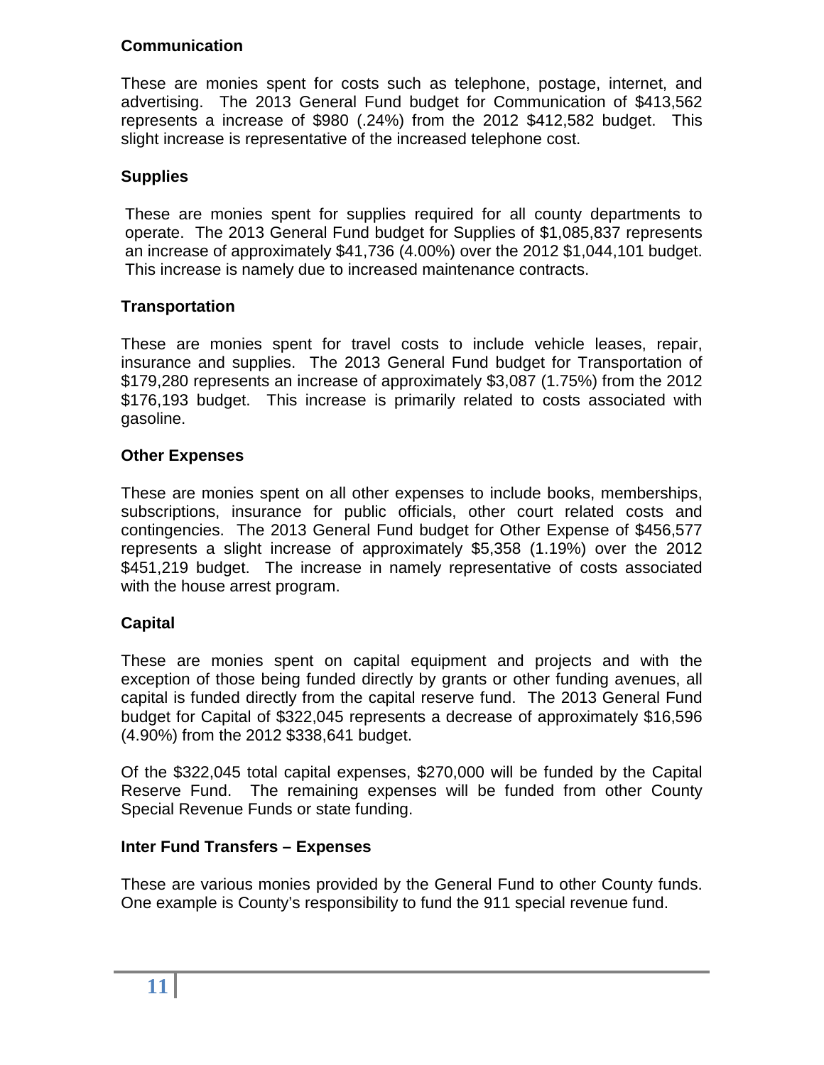### Communication

These are monies spent for costs such as telephone, postage, internet, and advertising. The 2013 General Fund budget for Communication of $413,562 represents a increase of $980 (.24%) from the 2012 $412,582 budget. This slight increase is representative of the increased telephone cost.

### Supplies

These are monies spent for supplies required for all county departments to operate. The 2013 General Fund budget for Supplies of $1,085,837 represents an increase of approximately $41,736 (4.00%) over the 2012 $1,044,101 budget. This increase is namely due to increased maintenance contracts.

### Transportation

These are monies spent for travel costs to include vehicle leases, repair, insurance and supplies. The 2013 General Fund budget for Transportation of $179,280 represents an increase of approximately $3,087 (1.75%) from the 2012 $176,193 budget. This increase is primarily related to costs associated with gasoline.

### Other Expenses

These are monies spent on all other expenses to include books, memberships, subscriptions, insurance for public officials, other court related costs and contingencies. The 2013 General Fund budget for Other Expense of $456,577 represents a slight increase of approximately $5,358 (1.19%) over the 2012 $451,219 budget. The increase in namely representative of costs associated with the house arrest program.

### Capital

These are monies spent on capital equipment and projects and with the exception of those being funded directly by grants or other funding avenues, all capital is funded directly from the capital reserve fund. The 2013 General Fund budget for Capital of $322,045 represents a decrease of approximately $16,596 (4.90%) from the 2012 $338,641 budget.

Of the $322,045 total capital expenses, $270,000 will be funded by the Capital Reserve Fund. The remaining expenses will be funded from other County Special Revenue Funds or state funding.

### Inter Fund Transfers – Expenses

These are various monies provided by the General Fund to other County funds. One example is County's responsibility to fund the 911 special revenue fund.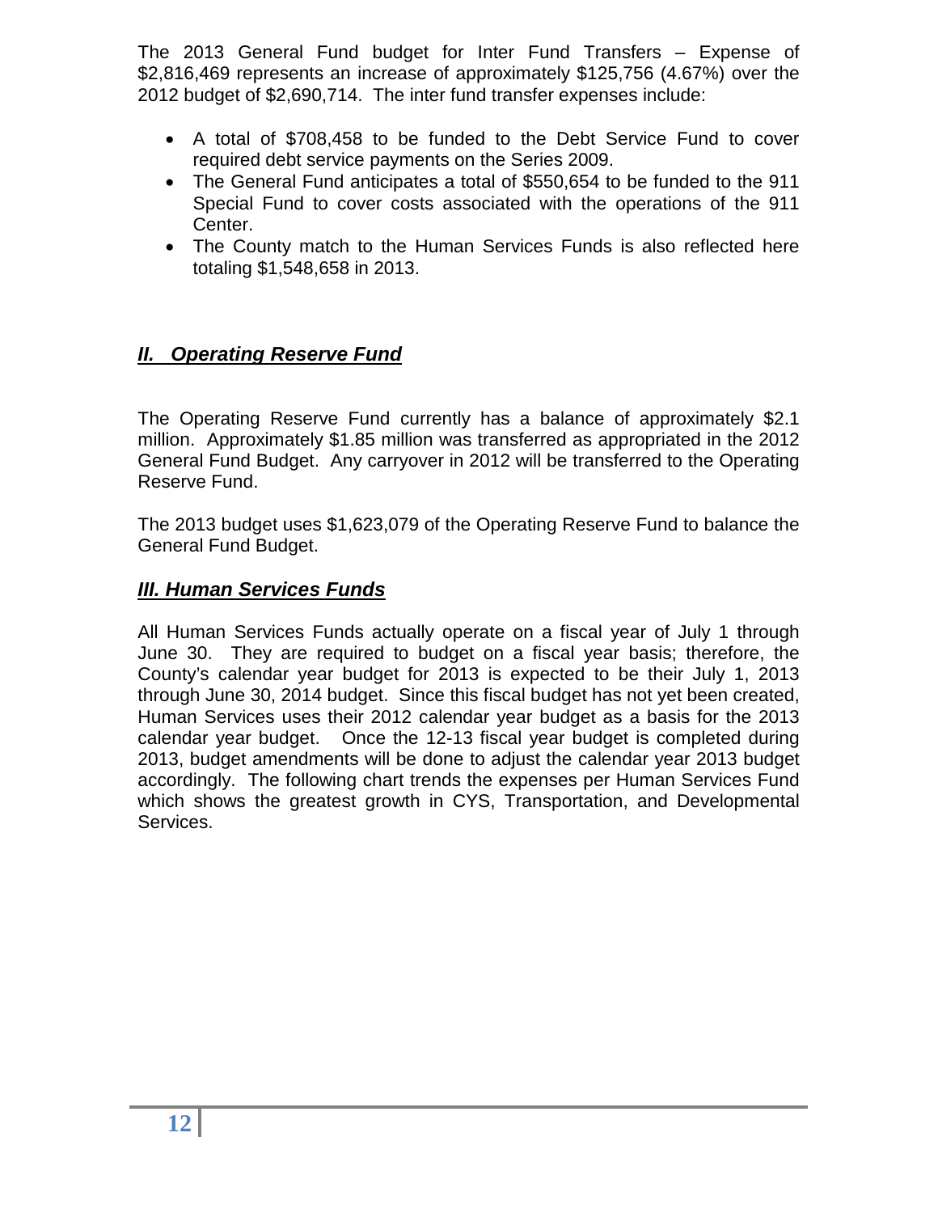The 2013 General Fund budget for Inter Fund Transfers – Expense of $2,816,469 represents an increase of approximately $125,756 (4.67%) over the 2012 budget of $2,690,714. The inter fund transfer expenses include:

- A total of $708,458 to be funded to the Debt Service Fund to cover required debt service payments on the Series 2009.
- The General Fund anticipates a total of $550,654 to be funded to the 911 Special Fund to cover costs associated with the operations of the 911 Center.
- The County match to the Human Services Funds is also reflected here totaling $1,548,658 in 2013.

## ***II. Operating Reserve Fund***

The Operating Reserve Fund currently has a balance of approximately $2.1 million. Approximately $1.85 million was transferred as appropriated in the 2012 General Fund Budget. Any carryover in 2012 will be transferred to the Operating Reserve Fund.

The 2013 budget uses $1,623,079 of the Operating Reserve Fund to balance the General Fund Budget.

## ***III. Human Services Funds***

All Human Services Funds actually operate on a fiscal year of July 1 through June 30. They are required to budget on a fiscal year basis; therefore, the County's calendar year budget for 2013 is expected to be their July 1, 2013 through June 30, 2014 budget. Since this fiscal budget has not yet been created, Human Services uses their 2012 calendar year budget as a basis for the 2013 calendar year budget. Once the 12-13 fiscal year budget is completed during 2013, budget amendments will be done to adjust the calendar year 2013 budget accordingly. The following chart trends the expenses per Human Services Fund which shows the greatest growth in CYS, Transportation, and Developmental Services.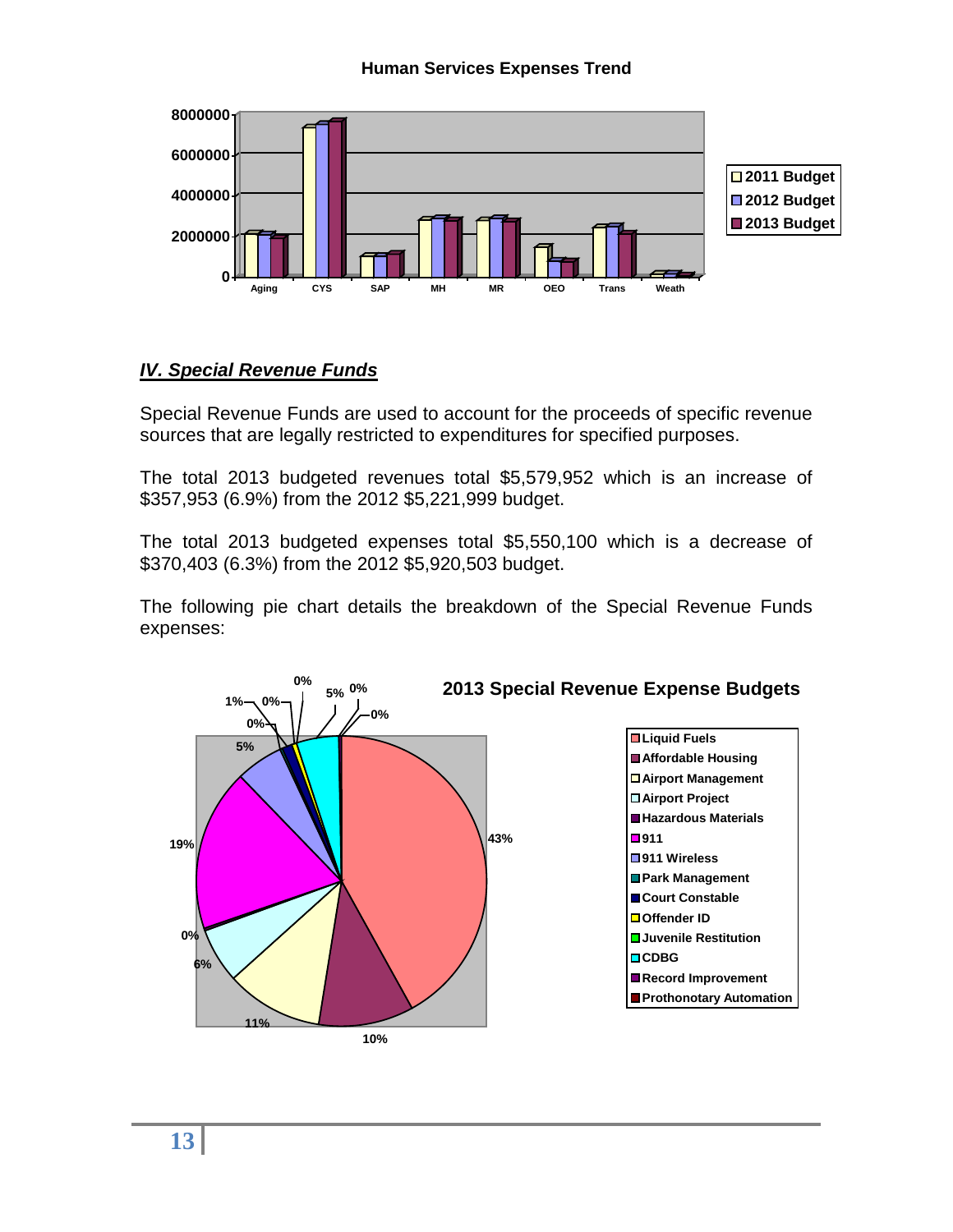**Human Services Expenses Trend**

## *IV. Special Revenue Funds*

Special Revenue Funds are used to account for the proceeds of specific revenue sources that are legally restricted to expenditures for specified purposes.

The total 2013 budgeted revenues total $5,579,952 which is an increase of $357,953 (6.9%) from the 2012 $5,221,999 budget.

The total 2013 budgeted expenses total $5,550,100 which is a decrease of $370,403 (6.3%) from the 2012 $5,920,503 budget.

The following pie chart details the breakdown of the Special Revenue Funds expenses:

**2013 Special Revenue Expense Budgets**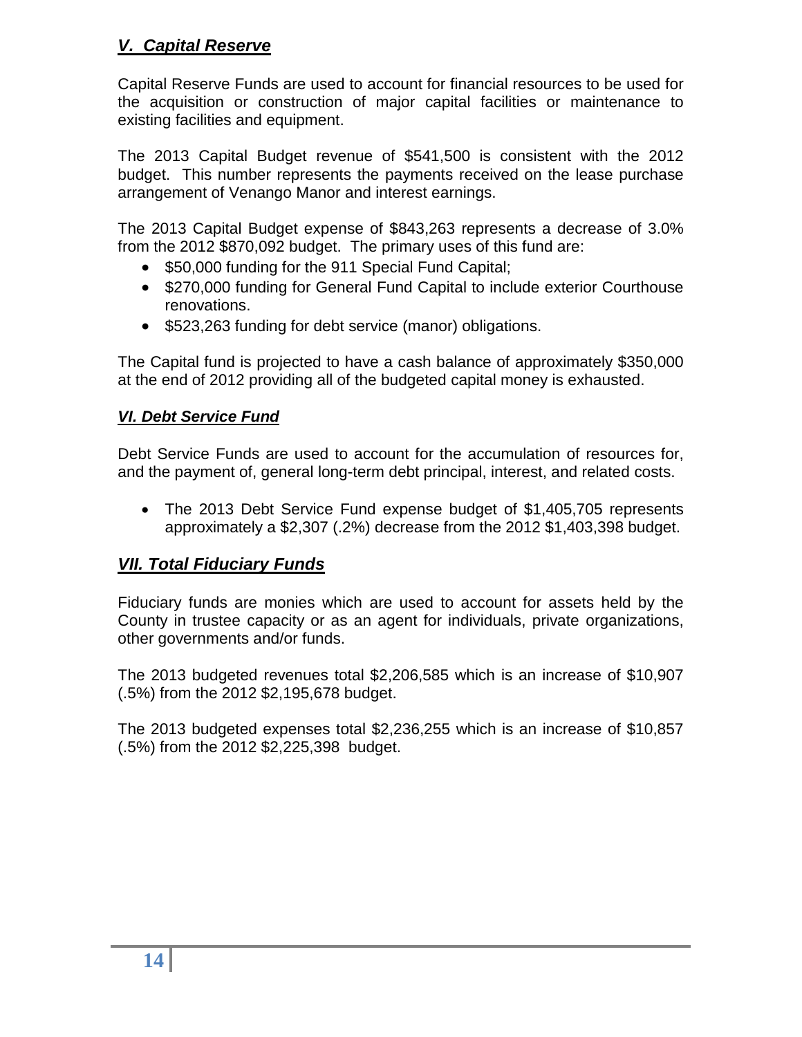## *V. Capital Reserve*

Capital Reserve Funds are used to account for financial resources to be used for the acquisition or construction of major capital facilities or maintenance to existing facilities and equipment.

The 2013 Capital Budget revenue of $541,500 is consistent with the 2012 budget. This number represents the payments received on the lease purchase arrangement of Venango Manor and interest earnings.

The 2013 Capital Budget expense of $843,263 represents a decrease of 3.0% from the 2012 $870,092 budget. The primary uses of this fund are:

- $50,000 funding for the 911 Special Fund Capital;
- $270,000 funding for General Fund Capital to include exterior Courthouse renovations.
- $523,263 funding for debt service (manor) obligations.

The Capital fund is projected to have a cash balance of approximately $350,000 at the end of 2012 providing all of the budgeted capital money is exhausted.

## *VI. Debt Service Fund*

Debt Service Funds are used to account for the accumulation of resources for, and the payment of, general long-term debt principal, interest, and related costs.

- The 2013 Debt Service Fund expense budget of $1,405,705 represents approximately a $2,307 (.2%) decrease from the 2012 $1,403,398 budget.

## *VII. Total Fiduciary Funds*

Fiduciary funds are monies which are used to account for assets held by the County in trustee capacity or as an agent for individuals, private organizations, other governments and/or funds.

The 2013 budgeted revenues total $2,206,585 which is an increase of $10,907 (.5%) from the 2012 $2,195,678 budget.

The 2013 budgeted expenses total $2,236,255 which is an increase of $10,857 (.5%) from the 2012 $2,225,398 budget.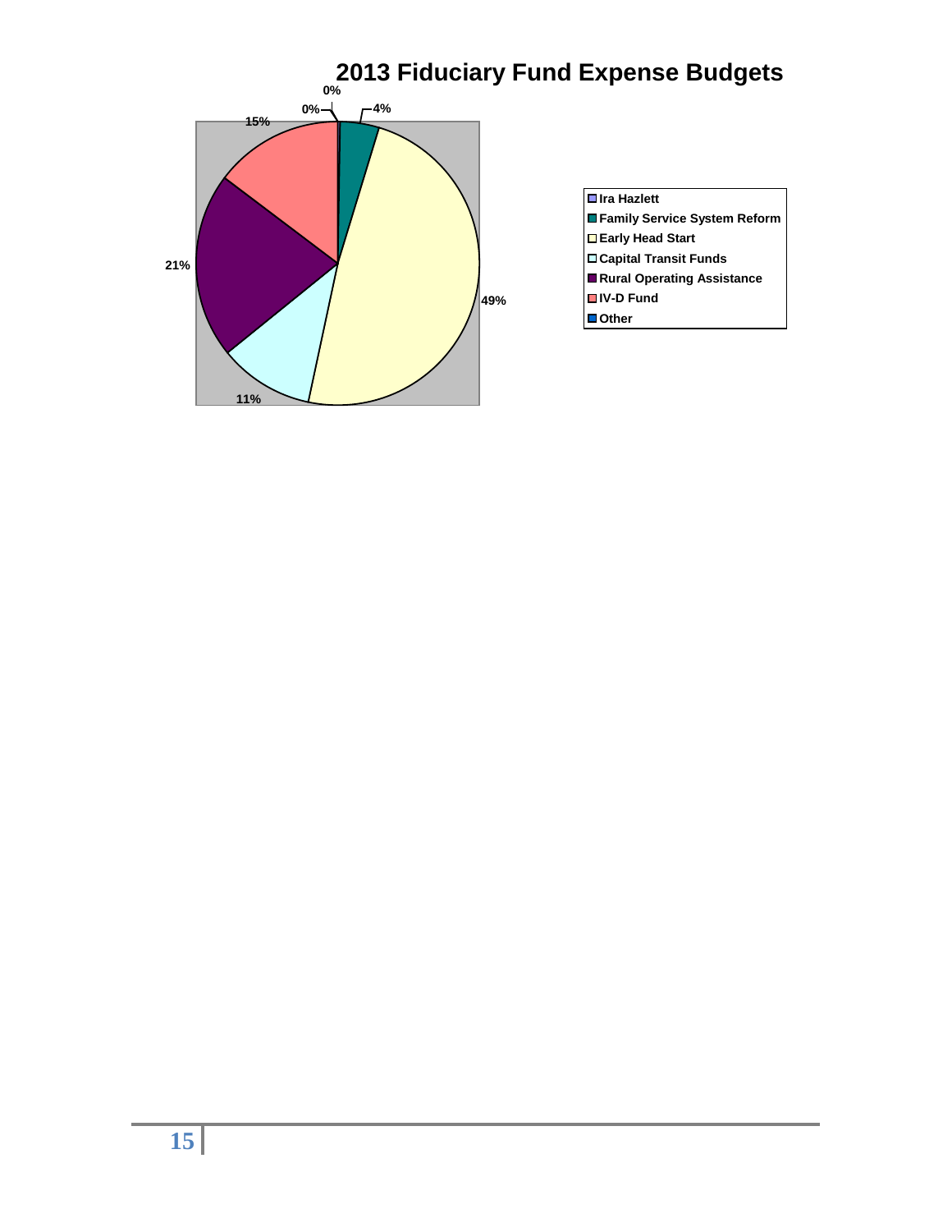# 2013 Fiduciary Fund Expense Budgets

0%

0%

4%

15%

21%

49%

11%

Ira Hazlett

Family Service System Reform

Early Head Start

Capital Transit Funds

Rural Operating Assistance

IV-D Fund

Other